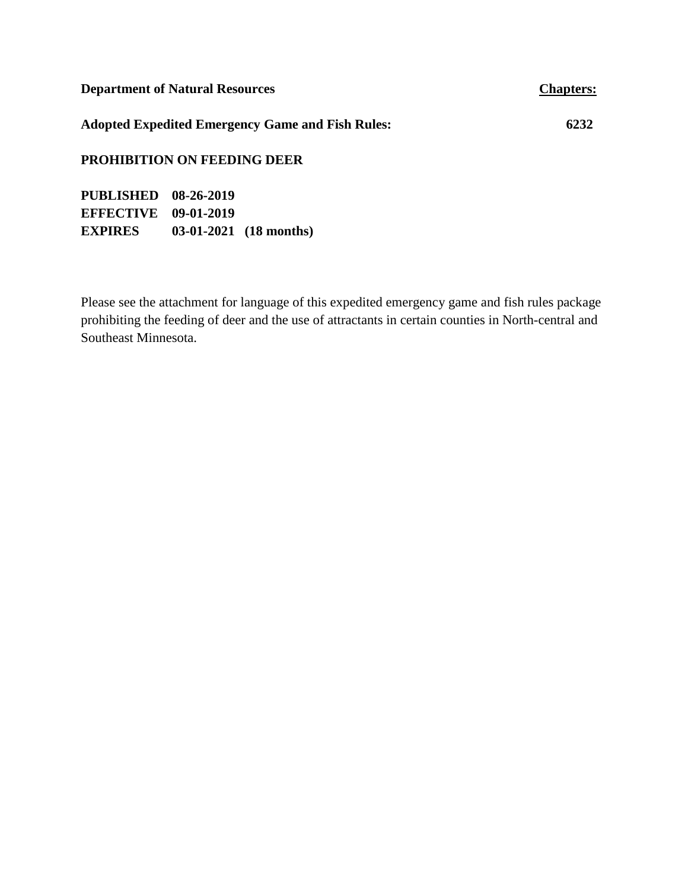**Department of Natural Resources** **Chapters:**

**Adopted Expedited Emergency Game and Fish Rules:** **6232**

**PROHIBITION ON FEEDING DEER**

**PUBLISHED** **08-26-2019**
**EFFECTIVE** **09-01-2019**
**EXPIRES** **03-01-2021 (18 months)**

Please see the attachment for language of this expedited emergency game and fish rules package prohibiting the feeding of deer and the use of attractants in certain counties in North-central and Southeast Minnesota.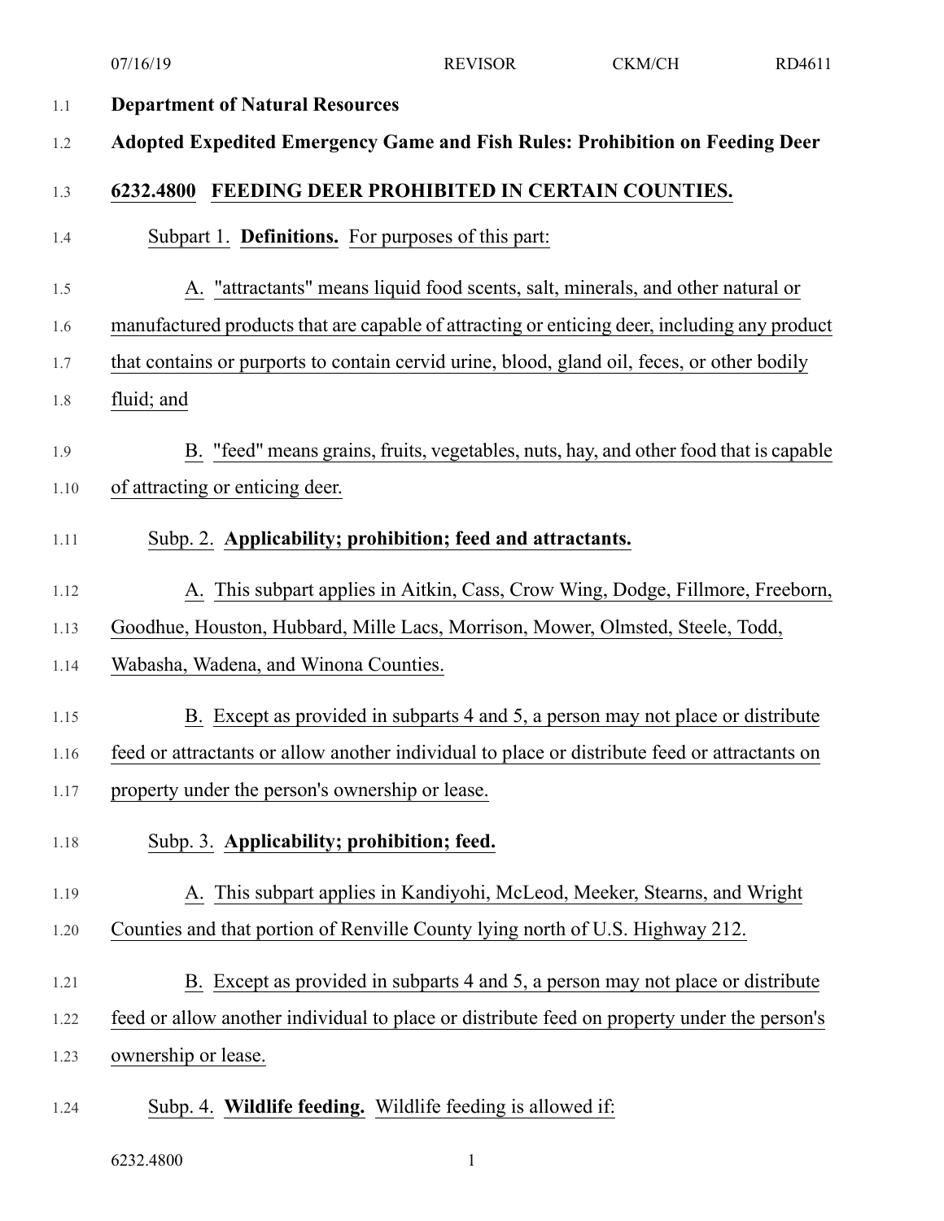**Department of Natural Resources**

**Adopted Expedited Emergency Game and Fish Rules: Prohibition on Feeding Deer**

## 6232.4800 FEEDING DEER PROHIBITED IN CERTAIN COUNTIES.

Subpart 1. **Definitions.** For purposes of this part:

A. "attractants" means liquid food scents, salt, minerals, and other natural or manufactured products that are capable of attracting or enticing deer, including any product that contains or purports to contain cervid urine, blood, gland oil, feces, or other bodily fluid; and

B. "feed" means grains, fruits, vegetables, nuts, hay, and other food that is capable of attracting or enticing deer.

Subp. 2. **Applicability; prohibition; feed and attractants.**

A. This subpart applies in Aitkin, Cass, Crow Wing, Dodge, Fillmore, Freeborn, Goodhue, Houston, Hubbard, Mille Lacs, Morrison, Mower, Olmsted, Steele, Todd, Wabasha, Wadena, and Winona Counties.

B. Except as provided in subparts 4 and 5, a person may not place or distribute feed or attractants or allow another individual to place or distribute feed or attractants on property under the person's ownership or lease.

Subp. 3. **Applicability; prohibition; feed.**

A. This subpart applies in Kandiyohi, McLeod, Meeker, Stearns, and Wright Counties and that portion of Renville County lying north of U.S. Highway 212.

B. Except as provided in subparts 4 and 5, a person may not place or distribute feed or allow another individual to place or distribute feed on property under the person's ownership or lease.

Subp. 4. **Wildlife feeding.** Wildlife feeding is allowed if: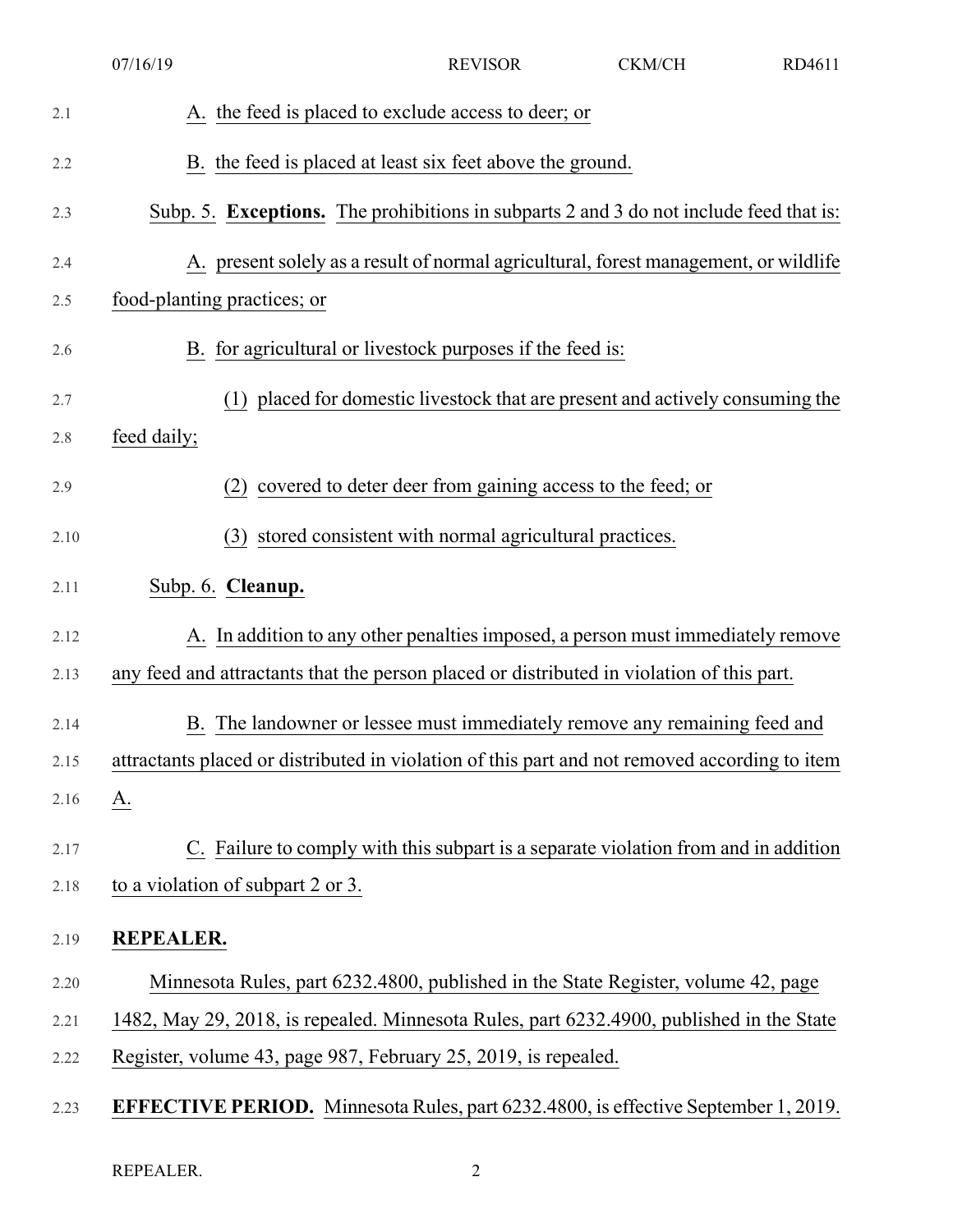A. the feed is placed to exclude access to deer; or

B. the feed is placed at least six feet above the ground.

Subp. 5. **Exceptions.** The prohibitions in subparts 2 and 3 do not include feed that is:

A. present solely as a result of normal agricultural, forest management, or wildlife food-planting practices; or

B. for agricultural or livestock purposes if the feed is:

(1) placed for domestic livestock that are present and actively consuming the feed daily;

(2) covered to deter deer from gaining access to the feed; or

(3) stored consistent with normal agricultural practices.

Subp. 6. **Cleanup.**

A. In addition to any other penalties imposed, a person must immediately remove any feed and attractants that the person placed or distributed in violation of this part.

B. The landowner or lessee must immediately remove any remaining feed and attractants placed or distributed in violation of this part and not removed according to item A.

C. Failure to comply with this subpart is a separate violation from and in addition to a violation of subpart 2 or 3.

**REPEALER.**

Minnesota Rules, part 6232.4800, published in the State Register, volume 42, page 1482, May 29, 2018, is repealed. Minnesota Rules, part 6232.4900, published in the State Register, volume 43, page 987, February 25, 2019, is repealed.

**EFFECTIVE PERIOD.** Minnesota Rules, part 6232.4800, is effective September 1, 2019.